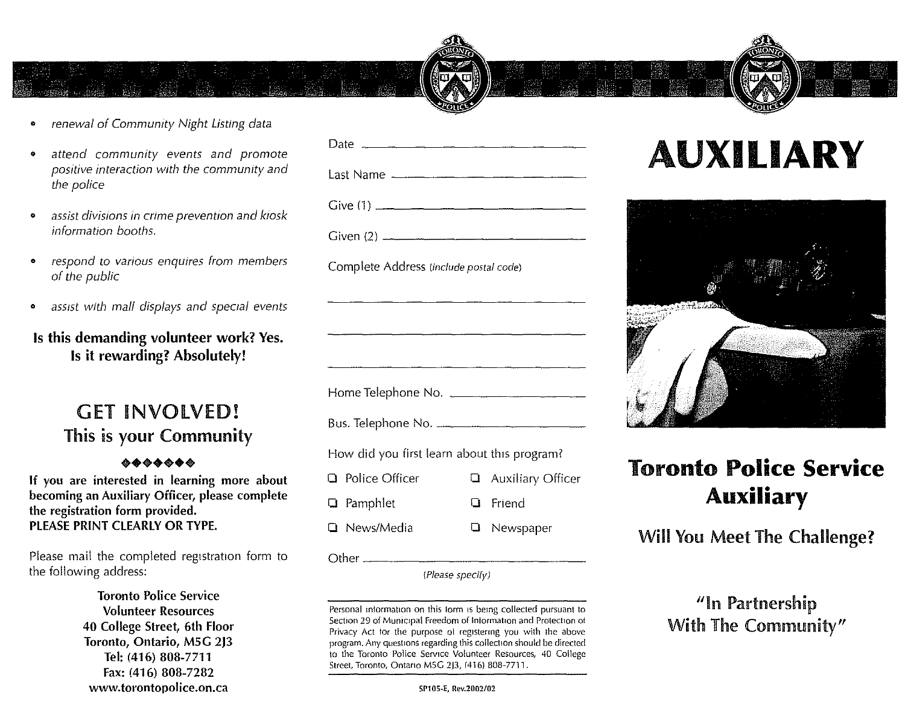- *renewal of Community Night Listing data*
- *attend community events and promote positive interaction with the community and the police*
- *assist divisions in crime prevention and kiosk information booths.*
- *respond to various enquires from members of the public*
- *assist with mall displays and special events*

**Is this demanding volunteer work? Yes. Is it rewarding? Absolutely!**

## GET INVOLVED!

### This is your Community

◆◆◆◆◆◆◆

**If you are interested in learning more about becoming an Auxiliary Officer, please complete the registration form provided. PLEASE PRINT CLEARLY OR TYPE.**

Please mail the completed registration form to the following address:

**Toronto Police Service**
**Volunteer Resources**
**40 College Street, 6th Floor**
**Toronto, Ontario, M5G 2J3**
**Tel: (416) 808-7711**
**Fax: (416) 808-7282**
**www.torontopolice.on.ca**

Date ______________________________

Last Name ______________________________

Give (1) ______________________________

Given (2) ______________________________

Complete Address *(include postal code)*

______________________________

______________________________

______________________________

Home Telephone No. ______________________

Bus. Telephone No. ______________________

How did you first learn about this program?

- ❑ Police Officer
- ❑ Auxiliary Officer
- ❑ Pamphlet
- ❑ Friend
- ❑ News/Media
- ❑ Newspaper

Other ______________________________
*(Please specify)*

Personal information on this form is being collected pursuant to Section 29 of Municipal Freedom of Information and Protection of Privacy Act for the purpose of registering you with the above program. Any questions regarding this collection should be directed to the Toronto Police Service Volunteer Resources, 40 College Street, Toronto, Ontario M5G 2J3, (416) 808-7711.

SP105-E, Rev.2002/02

# AUXILIARY

## Toronto Police Service Auxiliary

### Will You Meet The Challenge?

"In Partnership With The Community"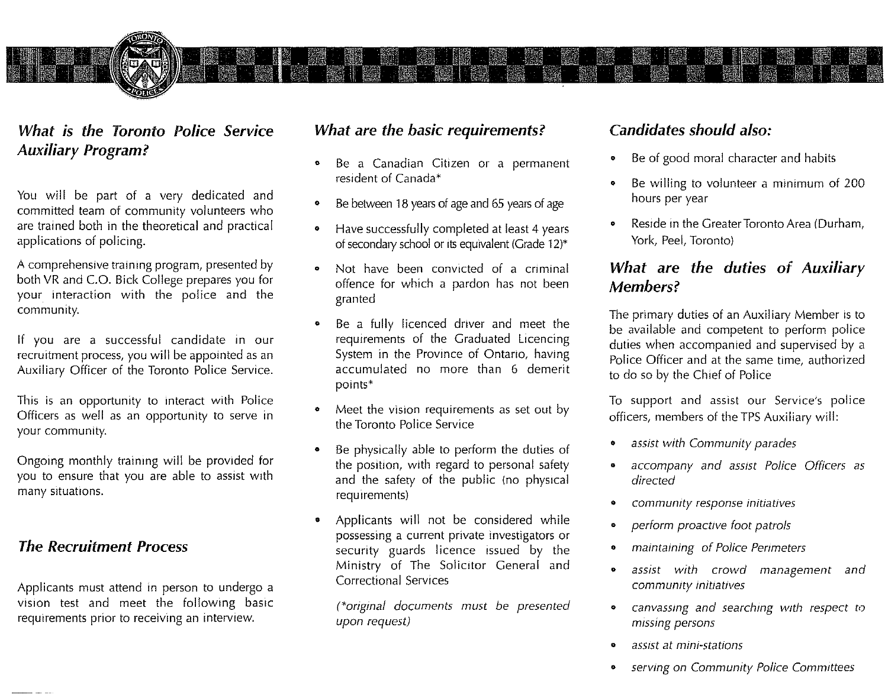## What is the Toronto Police Service Auxiliary Program?

You will be part of a very dedicated and committed team of community volunteers who are trained both in the theoretical and practical applications of policing.

A comprehensive training program, presented by both VR and C.O. Bick College prepares you for your interaction with the police and the community.

If you are a successful candidate in our recruitment process, you will be appointed as an Auxiliary Officer of the Toronto Police Service.

This is an opportunity to interact with Police Officers as well as an opportunity to serve in your community.

Ongoing monthly training will be provided for you to ensure that you are able to assist with many situations.

## The Recruitment Process

Applicants must attend in person to undergo a vision test and meet the following basic requirements prior to receiving an interview.

## What are the basic requirements?

- Be a Canadian Citizen or a permanent resident of Canada*
- Be between 18 years of age and 65 years of age
- Have successfully completed at least 4 years of secondary school or its equivalent (Grade 12)*
- Not have been convicted of a criminal offence for which a pardon has not been granted
- Be a fully licenced driver and meet the requirements of the Graduated Licencing System in the Province of Ontario, having accumulated no more than 6 demerit points*
- Meet the vision requirements as set out by the Toronto Police Service
- Be physically able to perform the duties of the position, with regard to personal safety and the safety of the public (no physical requirements)
- Applicants will not be considered while possessing a current private investigators or security guards licence issued by the Ministry of The Solicitor General and Correctional Services

*(\*original documents must be presented upon request)*

## Candidates should also:

- Be of good moral character and habits
- Be willing to volunteer a minimum of 200 hours per year
- Reside in the Greater Toronto Area (Durham, York, Peel, Toronto)

## What are the duties of Auxiliary Members?

The primary duties of an Auxiliary Member is to be available and competent to perform police duties when accompanied and supervised by a Police Officer and at the same time, authorized to do so by the Chief of Police

To support and assist our Service's police officers, members of the TPS Auxiliary will:

- *assist with Community parades*
- *accompany and assist Police Officers as directed*
- *community response initiatives*
- *perform proactive foot patrols*
- *maintaining of Police Perimeters*
- *assist with crowd management and community initiatives*
- *canvassing and searching with respect to missing persons*
- *assist at mini-stations*
- *serving on Community Police Committees*